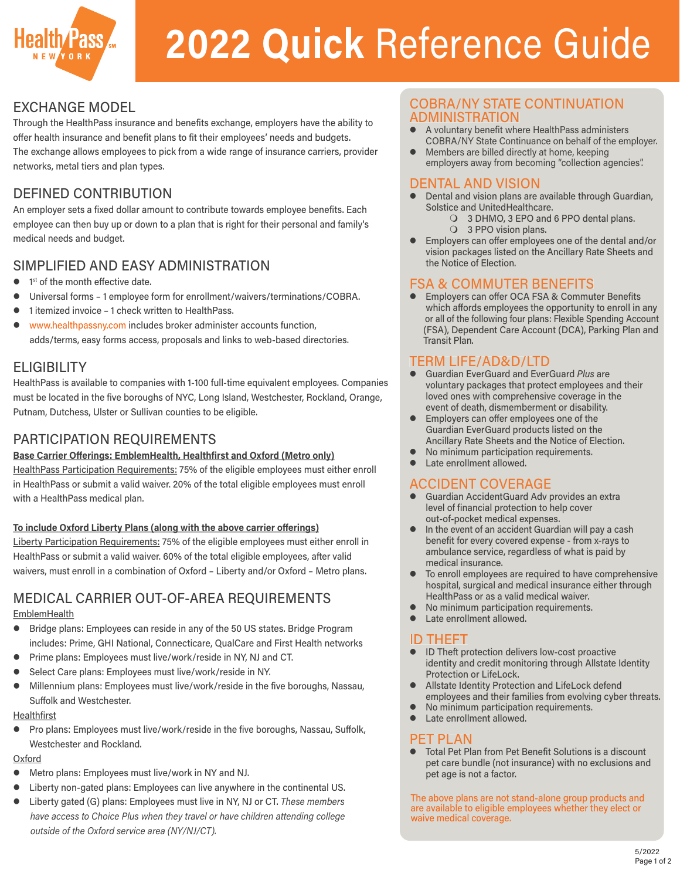# 2022 Quick Reference Guide

## EXCHANGE MODEL

Through the HealthPass insurance and benefits exchange, employers have the ability to offer health insurance and benefit plans to fit their employees' needs and budgets. The exchange allows employees to pick from a wide range of insurance carriers, provider networks, metal tiers and plan types.

## DEFINED CONTRIBUTION

An employer sets a fixed dollar amount to contribute towards employee benefits. Each employee can then buy up or down to a plan that is right for their personal and family's medical needs and budget.

## SIMPLIFIED AND EASY ADMINISTRATION

- 1st of the month effective date.
- Universal forms – 1 employee form for enrollment/waivers/terminations/COBRA.
- 1 itemized invoice – 1 check written to HealthPass.
- www.healthpassny.com includes broker administer accounts function, adds/terms, easy forms access, proposals and links to web-based directories.

## ELIGIBILITY

HealthPass is available to companies with 1-100 full-time equivalent employees. Companies must be located in the five boroughs of NYC, Long Island, Westchester, Rockland, Orange, Putnam, Dutchess, Ulster or Sullivan counties to be eligible.

## PARTICIPATION REQUIREMENTS

**Base Carrier Offerings: EmblemHealth, Healthfirst and Oxford (Metro only)**

HealthPass Participation Requirements: 75% of the eligible employees must either enroll in HealthPass or submit a valid waiver. 20% of the total eligible employees must enroll with a HealthPass medical plan.

**To include Oxford Liberty Plans (along with the above carrier offerings)**

Liberty Participation Requirements: 75% of the eligible employees must either enroll in HealthPass or submit a valid waiver. 60% of the total eligible employees, after valid waivers, must enroll in a combination of Oxford – Liberty and/or Oxford – Metro plans.

## MEDICAL CARRIER OUT-OF-AREA REQUIREMENTS

EmblemHealth

- Bridge plans: Employees can reside in any of the 50 US states. Bridge Program includes: Prime, GHI National, Connecticare, QualCare and First Health networks
- Prime plans: Employees must live/work/reside in NY, NJ and CT.
- Select Care plans: Employees must live/work/reside in NY.
- Millennium plans: Employees must live/work/reside in the five boroughs, Nassau, Suffolk and Westchester.

Healthfirst

- Pro plans: Employees must live/work/reside in the five boroughs, Nassau, Suffolk, Westchester and Rockland.

Oxford

- Metro plans: Employees must live/work in NY and NJ.
- Liberty non-gated plans: Employees can live anywhere in the continental US.
- Liberty gated (G) plans: Employees must live in NY, NJ or CT. *These members have access to Choice Plus when they travel or have children attending college outside of the Oxford service area (NY/NJ/CT).*

## COBRA/NY STATE CONTINUATION ADMINISTRATION

- A voluntary benefit where HealthPass administers COBRA/NY State Continuance on behalf of the employer.
- Members are billed directly at home, keeping employers away from becoming "collection agencies".

## DENTAL AND VISION

- Dental and vision plans are available through Guardian, Solstice and UnitedHealthcare.
  - 3 DHMO, 3 EPO and 6 PPO dental plans.
  - 3 PPO vision plans.
- Employers can offer employees one of the dental and/or vision packages listed on the Ancillary Rate Sheets and the Notice of Election.

## FSA & COMMUTER BENEFITS

- Employers can offer OCA FSA & Commuter Benefits which affords employees the opportunity to enroll in any or all of the following four plans: Flexible Spending Account (FSA), Dependent Care Account (DCA), Parking Plan and Transit Plan.

## TERM LIFE/AD&D/LTD

- Guardian EverGuard and EverGuard *Plus* are voluntary packages that protect employees and their loved ones with comprehensive coverage in the event of death, dismemberment or disability.
- Employers can offer employees one of the Guardian EverGuard products listed on the Ancillary Rate Sheets and the Notice of Election.
- No minimum participation requirements.
- Late enrollment allowed.

## ACCIDENT COVERAGE

- Guardian AccidentGuard Adv provides an extra level of financial protection to help cover out-of-pocket medical expenses.
- In the event of an accident Guardian will pay a cash benefit for every covered expense - from x-rays to ambulance service, regardless of what is paid by medical insurance.
- To enroll employees are required to have comprehensive hospital, surgical and medical insurance either through HealthPass or as a valid medical waiver.
- No minimum participation requirements.
- Late enrollment allowed.

## ID THEFT

- ID Theft protection delivers low-cost proactive identity and credit monitoring through Allstate Identity Protection or LifeLock.
- Allstate Identity Protection and LifeLock defend employees and their families from evolving cyber threats.
- No minimum participation requirements.
- Late enrollment allowed.

## PET PLAN

- Total Pet Plan from Pet Benefit Solutions is a discount pet care bundle (not insurance) with no exclusions and pet age is not a factor.

The above plans are not stand-alone group products and are available to eligible employees whether they elect or waive medical coverage.

5/2022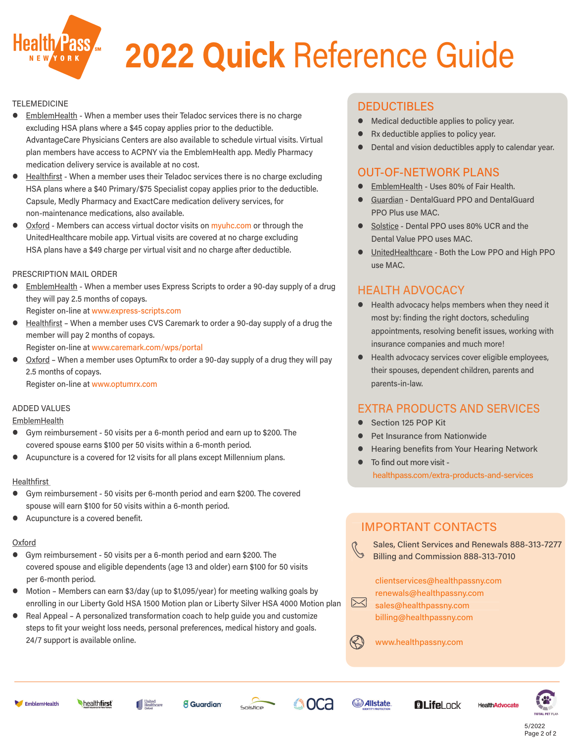# 2022 Quick Reference Guide

## TELEMEDICINE

- EmblemHealth - When a member uses their Teladoc services there is no charge excluding HSA plans where a $45 copay applies prior to the deductible. AdvantageCare Physicians Centers are also available to schedule virtual visits. Virtual plan members have access to ACPNY via the EmblemHealth app. Medly Pharmacy medication delivery service is available at no cost.
- Healthfirst - When a member uses their Teladoc services there is no charge excluding HSA plans where a $40 Primary/$75 Specialist copay applies prior to the deductible. Capsule, Medly Pharmacy and ExactCare medication delivery services, for non-maintenance medications, also available.
- Oxford - Members can access virtual doctor visits on myuhc.com or through the UnitedHealthcare mobile app. Virtual visits are covered at no charge excluding HSA plans have a $49 charge per virtual visit and no charge after deductible.

## PRESCRIPTION MAIL ORDER

- EmblemHealth - When a member uses Express Scripts to order a 90-day supply of a drug they will pay 2.5 months of copays. Register on-line at www.express-scripts.com
- Healthfirst – When a member uses CVS Caremark to order a 90-day supply of a drug the member will pay 2 months of copays. Register on-line at www.caremark.com/wps/portal
- Oxford – When a member uses OptumRx to order a 90-day supply of a drug they will pay 2.5 months of copays. Register on-line at www.optumrx.com

## ADDED VALUES

### EmblemHealth

- Gym reimbursement - 50 visits per a 6-month period and earn up to $200. The covered spouse earns $100 per 50 visits within a 6-month period.
- Acupuncture is a covered for 12 visits for all plans except Millennium plans.

### Healthfirst

- Gym reimbursement - 50 visits per 6-month period and earn $200. The covered spouse will earn $100 for 50 visits within a 6-month period.
- Acupuncture is a covered benefit.

### Oxford

- Gym reimbursement - 50 visits per a 6-month period and earn $200. The covered spouse and eligible dependents (age 13 and older) earn $100 for 50 visits per 6-month period.
- Motion – Members can earn $3/day (up to $1,095/year) for meeting walking goals by enrolling in our Liberty Gold HSA 1500 Motion plan or Liberty Silver HSA 4000 Motion plan
- Real Appeal – A personalized transformation coach to help guide you and customize steps to fit your weight loss needs, personal preferences, medical history and goals. 24/7 support is available online.

## DEDUCTIBLES

- Medical deductible applies to policy year.
- Rx deductible applies to policy year.
- Dental and vision deductibles apply to calendar year.

## OUT-OF-NETWORK PLANS

- EmblemHealth - Uses 80% of Fair Health.
- Guardian - DentalGuard PPO and DentalGuard PPO Plus use MAC.
- Solstice - Dental PPO uses 80% UCR and the Dental Value PPO uses MAC.
- UnitedHealthcare - Both the Low PPO and High PPO use MAC.

## HEALTH ADVOCACY

- Health advocacy helps members when they need it most by: finding the right doctors, scheduling appointments, resolving benefit issues, working with insurance companies and much more!
- Health advocacy services cover eligible employees, their spouses, dependent children, parents and parents-in-law.

## EXTRA PRODUCTS AND SERVICES

- Section 125 POP Kit
- Pet Insurance from Nationwide
- Hearing benefits from Your Hearing Network
- To find out more visit - healthpass.com/extra-products-and-services

## IMPORTANT CONTACTS

Sales, Client Services and Renewals 888-313-7277
Billing and Commission 888-313-7010

clientservices@healthpassny.com
renewals@healthpassny.com
sales@healthpassny.com
billing@healthpassny.com

www.healthpassny.com

5/2022